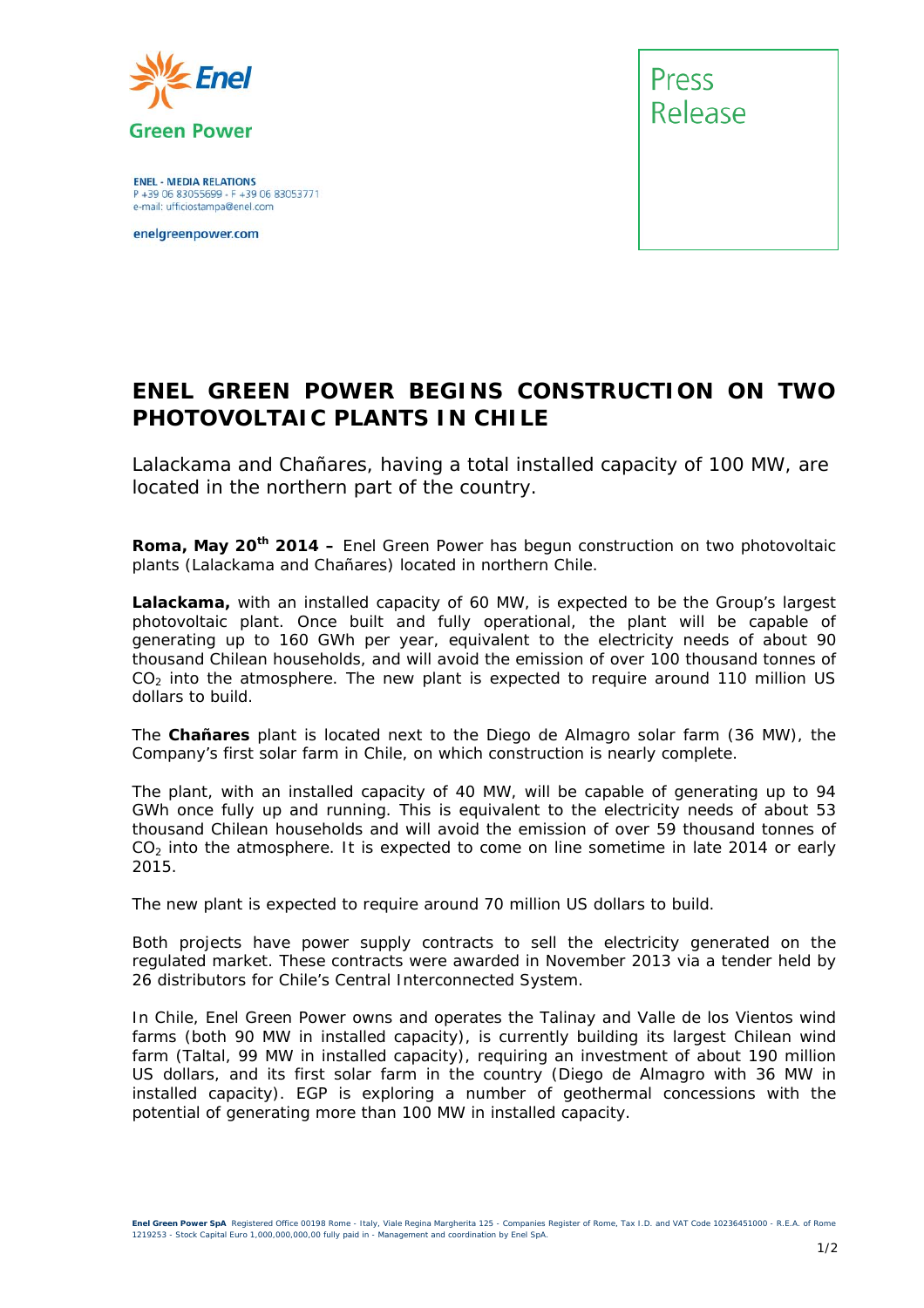Enel Green Power

ENEL - MEDIA RELATIONS
P +39 06 83055699 - F +39 06 83053771
e-mail: ufficiostampa@enel.com

enelgreenpower.com

Press Release

# ENEL GREEN POWER BEGINS CONSTRUCTION ON TWO PHOTOVOLTAIC PLANTS IN CHILE

*Lalackama and Chañares, having a total installed capacity of 100 MW, are located in the northern part of the country.*

**Roma, May 20th 2014 –** Enel Green Power has begun construction on two photovoltaic plants (Lalackama and Chañares) located in northern Chile.

**Lalackama,** with an installed capacity of 60 MW, is expected to be the Group's largest photovoltaic plant. Once built and fully operational, the plant will be capable of generating up to 160 GWh per year, equivalent to the electricity needs of about 90 thousand Chilean households, and will avoid the emission of over 100 thousand tonnes of $CO_2$ into the atmosphere. The new plant is expected to require around 110 million US dollars to build.

The **Chañares** plant is located next to the Diego de Almagro solar farm (36 MW), the Company's first solar farm in Chile, on which construction is nearly complete.

The plant, with an installed capacity of 40 MW, will be capable of generating up to 94 GWh once fully up and running. This is equivalent to the electricity needs of about 53 thousand Chilean households and will avoid the emission of over 59 thousand tonnes of $CO_2$ into the atmosphere. It is expected to come on line sometime in late 2014 or early 2015.

The new plant is expected to require around 70 million US dollars to build.

Both projects have power supply contracts to sell the electricity generated on the regulated market. These contracts were awarded in November 2013 via a tender held by 26 distributors for Chile's Central Interconnected System.

In Chile, Enel Green Power owns and operates the Talinay and Valle de los Vientos wind farms (both 90 MW in installed capacity), is currently building its largest Chilean wind farm (Taltal, 99 MW in installed capacity), requiring an investment of about 190 million US dollars, and its first solar farm in the country (Diego de Almagro with 36 MW in installed capacity). EGP is exploring a number of geothermal concessions with the potential of generating more than 100 MW in installed capacity.

**Enel Green Power SpA** Registered Office 00198 Rome - Italy, Viale Regina Margherita 125 - Companies Register of Rome, Tax I.D. and VAT Code 10236451000 - R.E.A. of Rome 1219253 - Stock Capital Euro 1,000,000,000,00 fully paid in - Management and coordination by Enel SpA.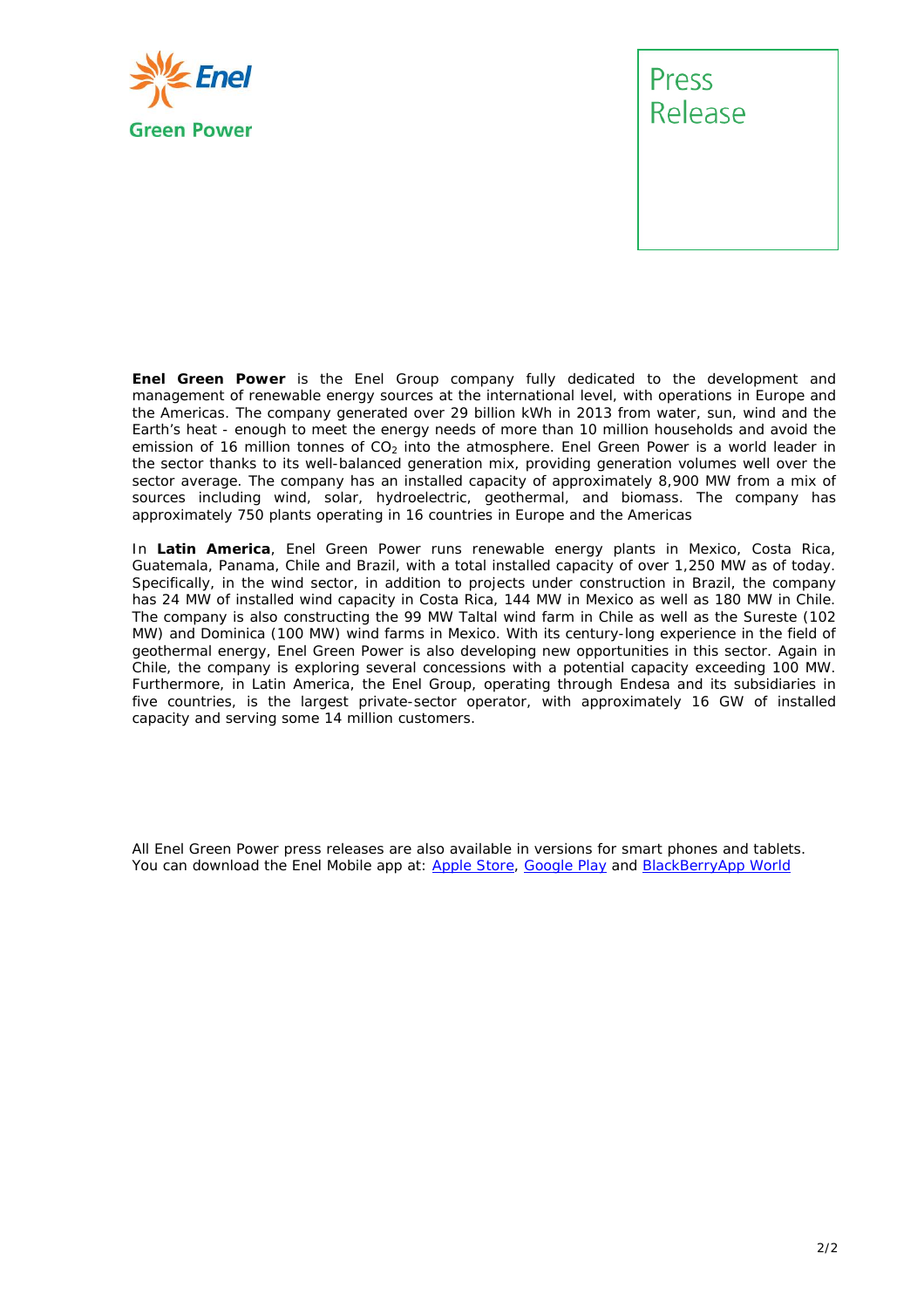**Enel Green Power** is the Enel Group company fully dedicated to the development and management of renewable energy sources at the international level, with operations in Europe and the Americas. The company generated over 29 billion kWh in 2013 from water, sun, wind and the Earth's heat - enough to meet the energy needs of more than 10 million households and avoid the emission of 16 million tonnes of $CO_2$ into the atmosphere. Enel Green Power is a world leader in the sector thanks to its well-balanced generation mix, providing generation volumes well over the sector average. The company has an installed capacity of approximately 8,900 MW from a mix of sources including wind, solar, hydroelectric, geothermal, and biomass. The company has approximately 750 plants operating in 16 countries in Europe and the Americas

In **Latin America**, Enel Green Power runs renewable energy plants in Mexico, Costa Rica, Guatemala, Panama, Chile and Brazil, with a total installed capacity of over 1,250 MW as of today. Specifically, in the wind sector, in addition to projects under construction in Brazil, the company has 24 MW of installed wind capacity in Costa Rica, 144 MW in Mexico as well as 180 MW in Chile. The company is also constructing the 99 MW Taltal wind farm in Chile as well as the Sureste (102 MW) and Dominica (100 MW) wind farms in Mexico. With its century-long experience in the field of geothermal energy, Enel Green Power is also developing new opportunities in this sector. Again in Chile, the company is exploring several concessions with a potential capacity exceeding 100 MW. Furthermore, in Latin America, the Enel Group, operating through Endesa and its subsidiaries in five countries, is the largest private-sector operator, with approximately 16 GW of installed capacity and serving some 14 million customers.

All Enel Green Power press releases are also available in versions for smart phones and tablets. You can download the Enel Mobile app at: Apple Store, Google Play and BlackBerryApp World